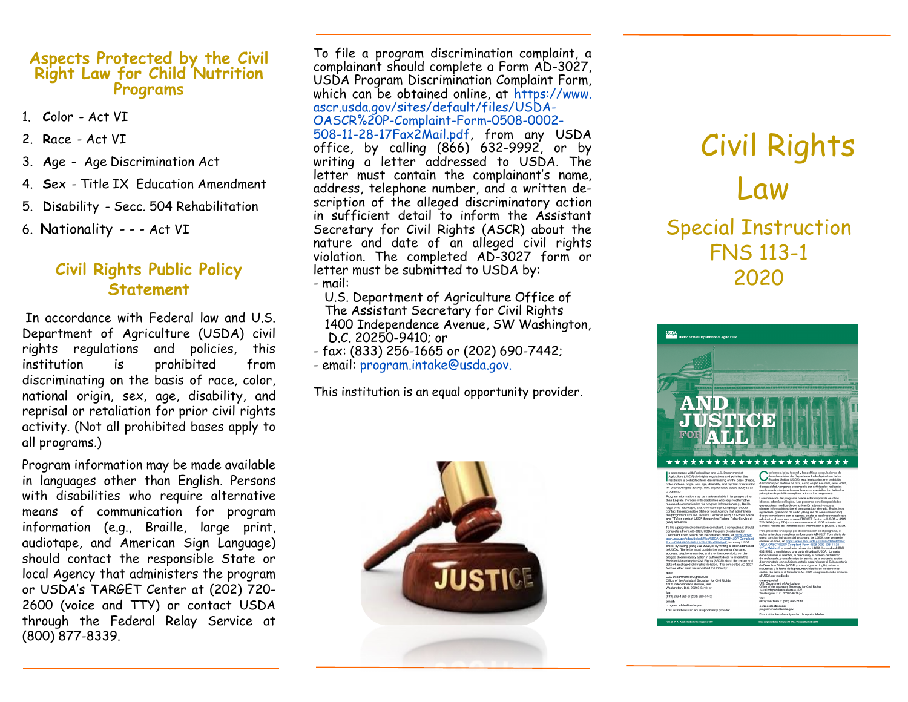## Aspects Protected by the Civil Right Law for Child Nutrition Programs

1. **C**olor - Act VI
2. **R**ace - Act VI
3. **A**ge - Age Discrimination Act
4. **S**ex - Title IX Education Amendment
5. **D**isability - Secc. 504 Rehabilitation
6. **N**ationality - - - Act VI

## Civil Rights Public Policy Statement

In accordance with Federal law and U.S. Department of Agriculture (USDA) civil rights regulations and policies, this institution is prohibited from discriminating on the basis of race, color, national origin, sex, age, disability, and reprisal or retaliation for prior civil rights activity. (Not all prohibited bases apply to all programs.)

Program information may be made available in languages other than English. Persons with disabilities who require alternative means of communication for program information (e.g., Braille, large print, audiotape, and American Sign Language) should contact the responsible State or local Agency that administers the program or USDA's TARGET Center at (202) 720-2600 (voice and TTY) or contact USDA through the Federal Relay Service at (800) 877-8339.

To file a program discrimination complaint, a complainant should complete a Form AD-3027, USDA Program Discrimination Complaint Form, which can be obtained online, at https://www.ascr.usda.gov/sites/default/files/USDA-OASCR%20P-Complaint-Form-0508-0002-508-11-28-17Fax2Mail.pdf, from any USDA office, by calling (866) 632-9992, or by writing a letter addressed to USDA. The letter must contain the complainant's name, address, telephone number, and a written description of the alleged discriminatory action in sufficient detail to inform the Assistant Secretary for Civil Rights (ASCR) about the nature and date of an alleged civil rights violation. The completed AD-3027 form or letter must be submitted to USDA by:

- mail:
  U.S. Department of Agriculture Office of The Assistant Secretary for Civil Rights
  1400 Independence Avenue, SW Washington, D.C. 20250-9410; or
- fax: (833) 256-1665 or (202) 690-7442;
- email: program.intake@usda.gov.

This institution is an equal opportunity provider.

# Civil Rights Law

## Special Instruction FNS 113-1 2020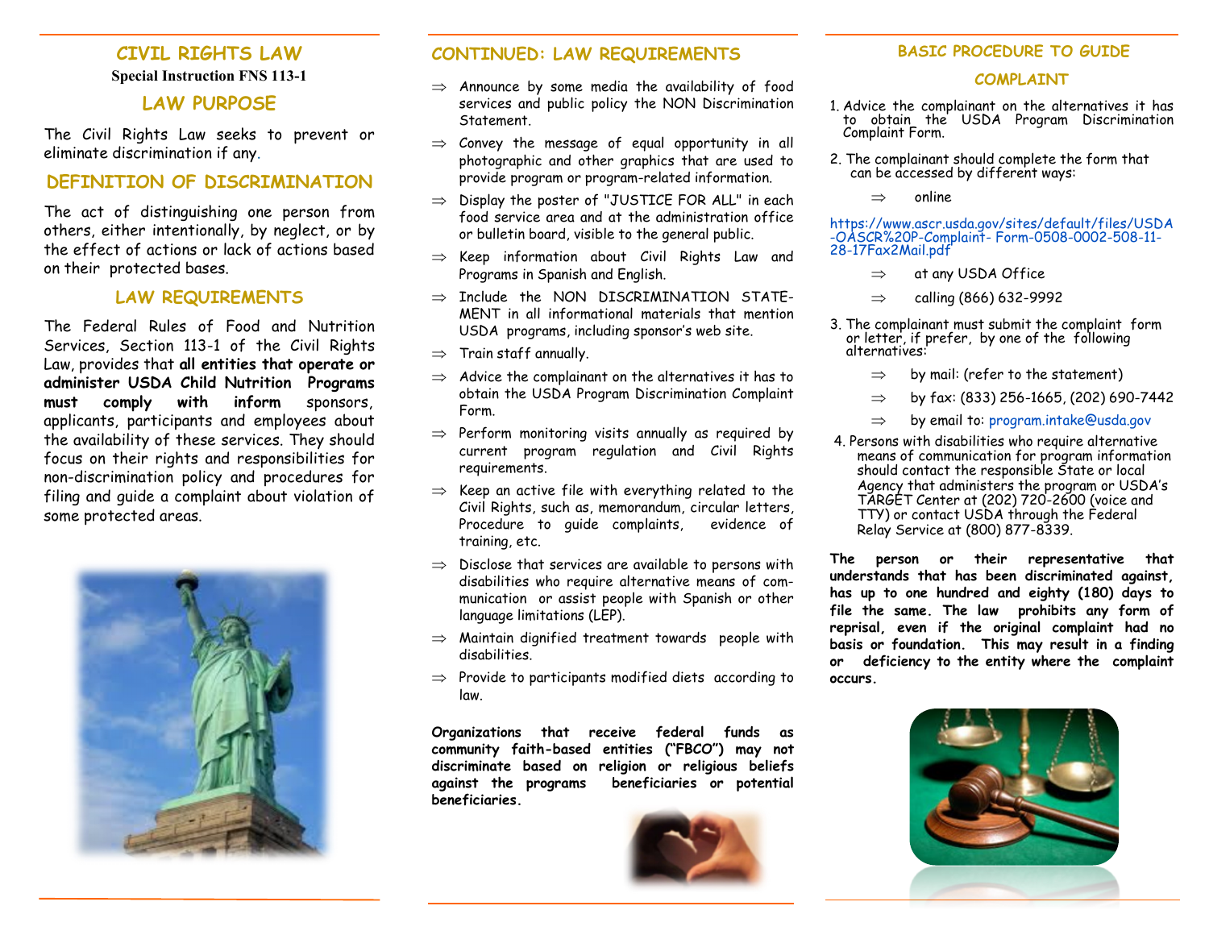## CIVIL RIGHTS LAW

**Special Instruction FNS 113-1**

## LAW PURPOSE

The Civil Rights Law seeks to prevent or eliminate discrimination if any.

## DEFINITION OF DISCRIMINATION

The act of distinguishing one person from others, either intentionally, by neglect, or by the effect of actions or lack of actions based on their protected bases.

## LAW REQUIREMENTS

The Federal Rules of Food and Nutrition Services, Section 113-1 of the Civil Rights Law, provides that **all entities that operate or administer USDA Child Nutrition Programs must comply with inform** sponsors, applicants, participants and employees about the availability of these services. They should focus on their rights and responsibilities for non-discrimination policy and procedures for filing and guide a complaint about violation of some protected areas.

## CONTINUED: LAW REQUIREMENTS

- ⇒ Announce by some media the availability of food services and public policy the NON Discrimination Statement.
- ⇒ Convey the message of equal opportunity in all photographic and other graphics that are used to provide program or program-related information.
- ⇒ Display the poster of "JUSTICE FOR ALL" in each food service area and at the administration office or bulletin board, visible to the general public.
- ⇒ Keep information about Civil Rights Law and Programs in Spanish and English.
- ⇒ Include the NON DISCRIMINATION STATEMENT in all informational materials that mention USDA programs, including sponsor's web site.
- ⇒ Train staff annually.
- ⇒ Advice the complainant on the alternatives it has to obtain the USDA Program Discrimination Complaint Form.
- ⇒ Perform monitoring visits annually as required by current program regulation and Civil Rights requirements.
- ⇒ Keep an active file with everything related to the Civil Rights, such as, memorandum, circular letters, Procedure to guide complaints, evidence of training, etc.
- ⇒ Disclose that services are available to persons with disabilities who require alternative means of communication or assist people with Spanish or other language limitations (LEP).
- ⇒ Maintain dignified treatment towards people with disabilities.
- ⇒ Provide to participants modified diets according to law.

**Organizations that receive federal funds as community faith-based entities ("FBCO") may not discriminate based on religion or religious beliefs against the programs beneficiaries or potential beneficiaries.**

## BASIC PROCEDURE TO GUIDE COMPLAINT

1. Advice the complainant on the alternatives it has to obtain the USDA Program Discrimination Complaint Form.
2. The complainant should complete the form that can be accessed by different ways:
   - ⇒ online

   https://www.ascr.usda.gov/sites/default/files/USDA-OASCR%20P-Complaint- Form-0508-0002-508-11-28-17Fax2Mail.pdf

   - ⇒ at any USDA Office
   - ⇒ calling (866) 632-9992
3. The complainant must submit the complaint form or letter, if prefer, by one of the following alternatives:
   - ⇒ by mail: (refer to the statement)
   - ⇒ by fax: (833) 256-1665, (202) 690-7442
   - ⇒ by email to: program.intake@usda.gov
4. Persons with disabilities who require alternative means of communication for program information should contact the responsible State or local Agency that administers the program or USDA's TARGET Center at (202) 720-2600 (voice and TTY) or contact USDA through the Federal Relay Service at (800) 877-8339.

**The person or their representative that understands that has been discriminated against, has up to one hundred and eighty (180) days to file the same. The law prohibits any form of reprisal, even if the original complaint had no basis or foundation. This may result in a finding or deficiency to the entity where the complaint occurs.**